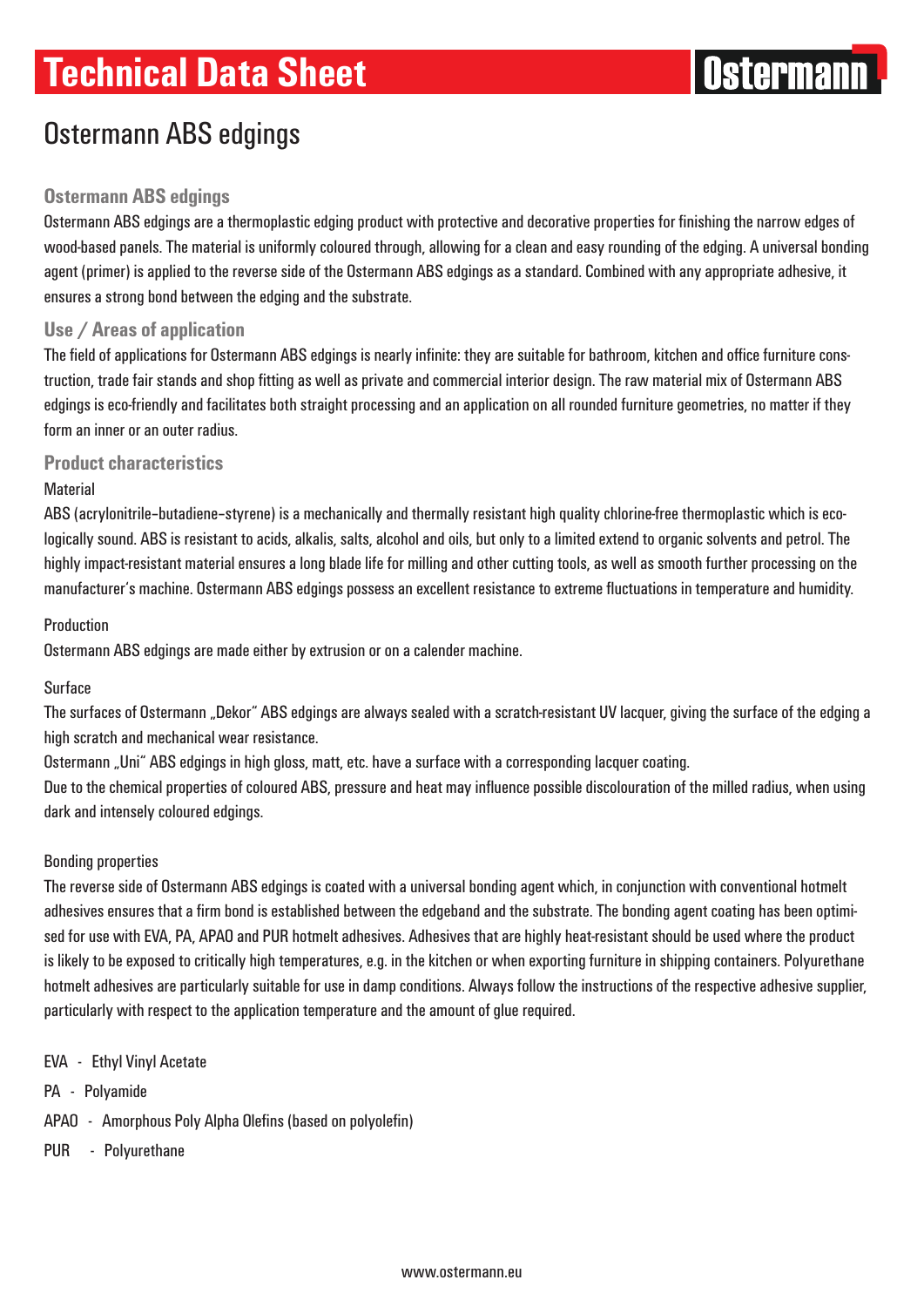# Technical Data Sheet

## Ostermann ABS edgings

### Ostermann ABS edgings

Ostermann ABS edgings are a thermoplastic edging product with protective and decorative properties for finishing the narrow edges of wood-based panels. The material is uniformly coloured through, allowing for a clean and easy rounding of the edging. A universal bonding agent (primer) is applied to the reverse side of the Ostermann ABS edgings as a standard. Combined with any appropriate adhesive, it ensures a strong bond between the edging and the substrate.

### Use / Areas of application

The field of applications for Ostermann ABS edgings is nearly infinite: they are suitable for bathroom, kitchen and office furniture construction, trade fair stands and shop fitting as well as private and commercial interior design. The raw material mix of Ostermann ABS edgings is eco-friendly and facilitates both straight processing and an application on all rounded furniture geometries, no matter if they form an inner or an outer radius.

### Product characteristics

Material

ABS (acrylonitrile–butadiene–styrene) is a mechanically and thermally resistant high quality chlorine-free thermoplastic which is ecologically sound. ABS is resistant to acids, alkalis, salts, alcohol and oils, but only to a limited extend to organic solvents and petrol. The highly impact-resistant material ensures a long blade life for milling and other cutting tools, as well as smooth further processing on the manufacturer's machine. Ostermann ABS edgings possess an excellent resistance to extreme fluctuations in temperature and humidity.

Production

Ostermann ABS edgings are made either by extrusion or on a calender machine.

Surface

The surfaces of Ostermann „Dekor" ABS edgings are always sealed with a scratch-resistant UV lacquer, giving the surface of the edging a high scratch and mechanical wear resistance.

Ostermann „Uni" ABS edgings in high gloss, matt, etc. have a surface with a corresponding lacquer coating.

Due to the chemical properties of coloured ABS, pressure and heat may influence possible discolouration of the milled radius, when using dark and intensely coloured edgings.

Bonding properties

The reverse side of Ostermann ABS edgings is coated with a universal bonding agent which, in conjunction with conventional hotmelt adhesives ensures that a firm bond is established between the edgeband and the substrate. The bonding agent coating has been optimised for use with EVA, PA, APAO and PUR hotmelt adhesives. Adhesives that are highly heat-resistant should be used where the product is likely to be exposed to critically high temperatures, e.g. in the kitchen or when exporting furniture in shipping containers. Polyurethane hotmelt adhesives are particularly suitable for use in damp conditions. Always follow the instructions of the respective adhesive supplier, particularly with respect to the application temperature and the amount of glue required.

EVA - Ethyl Vinyl Acetate

PA - Polyamide

APAO - Amorphous Poly Alpha Olefins (based on polyolefin)

PUR - Polyurethane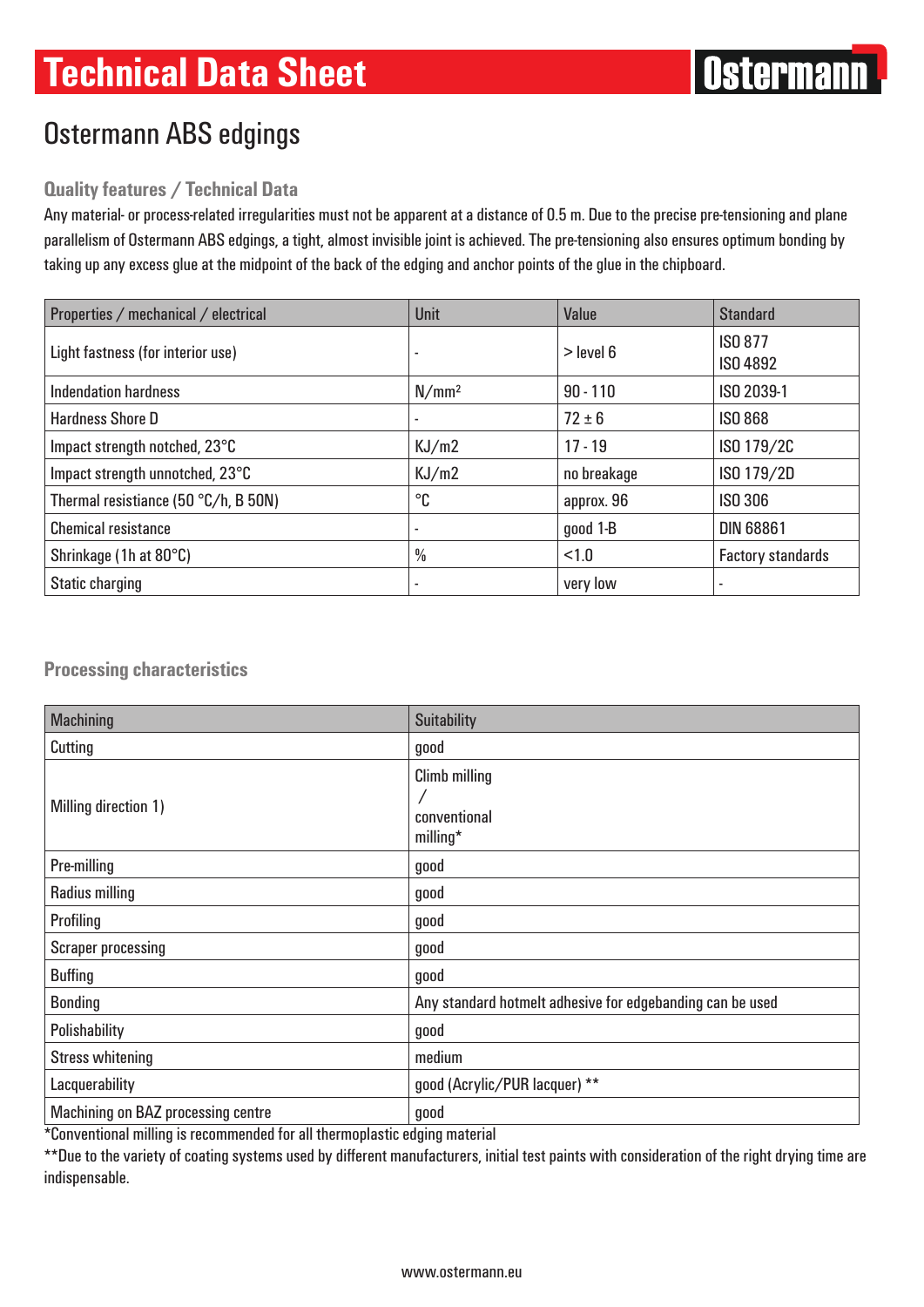# Technical Data Sheet

## Ostermann ABS edgings

### Quality features / Technical Data

Any material- or process-related irregularities must not be apparent at a distance of 0.5 m. Due to the precise pre-tensioning and plane parallelism of Ostermann ABS edgings, a tight, almost invisible joint is achieved. The pre-tensioning also ensures optimum bonding by taking up any excess glue at the midpoint of the back of the edging and anchor points of the glue in the chipboard.

| Properties / mechanical / electrical | Unit | Value | Standard |
|---|---|---|---|
| Light fastness (for interior use) | - | > level 6 | ISO 877<br>ISO 4892 |
| Indendation hardness | $N/mm^2$ | 90 - 110 | ISO 2039-1 |
| Hardness Shore D | - | 72 ± 6 | ISO 868 |
| Impact strength notched, 23°C | KJ/m2 | 17 - 19 | ISO 179/2C |
| Impact strength unnotched, 23°C | KJ/m2 | no breakage | ISO 179/2D |
| Thermal resistance (50 °C/h, B 50N) | °C | approx. 96 | ISO 306 |
| Chemical resistance | - | good 1-B | DIN 68861 |
| Shrinkage (1h at 80°C) | % | <1.0 | Factory standards |
| Static charging | - | very low | - |

### Processing characteristics

| Machining | Suitability |
|---|---|
| Cutting | good |
| Milling direction 1) | Climb milling / conventional milling* |
| Pre-milling | good |
| Radius milling | good |
| Profiling | good |
| Scraper processing | good |
| Buffing | good |
| Bonding | Any standard hotmelt adhesive for edgebanding can be used |
| Polishability | good |
| Stress whitening | medium |
| Lacquerability | good (Acrylic/PUR lacquer) ** |
| Machining on BAZ processing centre | good |

*Conventional milling is recommended for all thermoplastic edging material

**Due to the variety of coating systems used by different manufacturers, initial test paints with consideration of the right drying time are indispensable.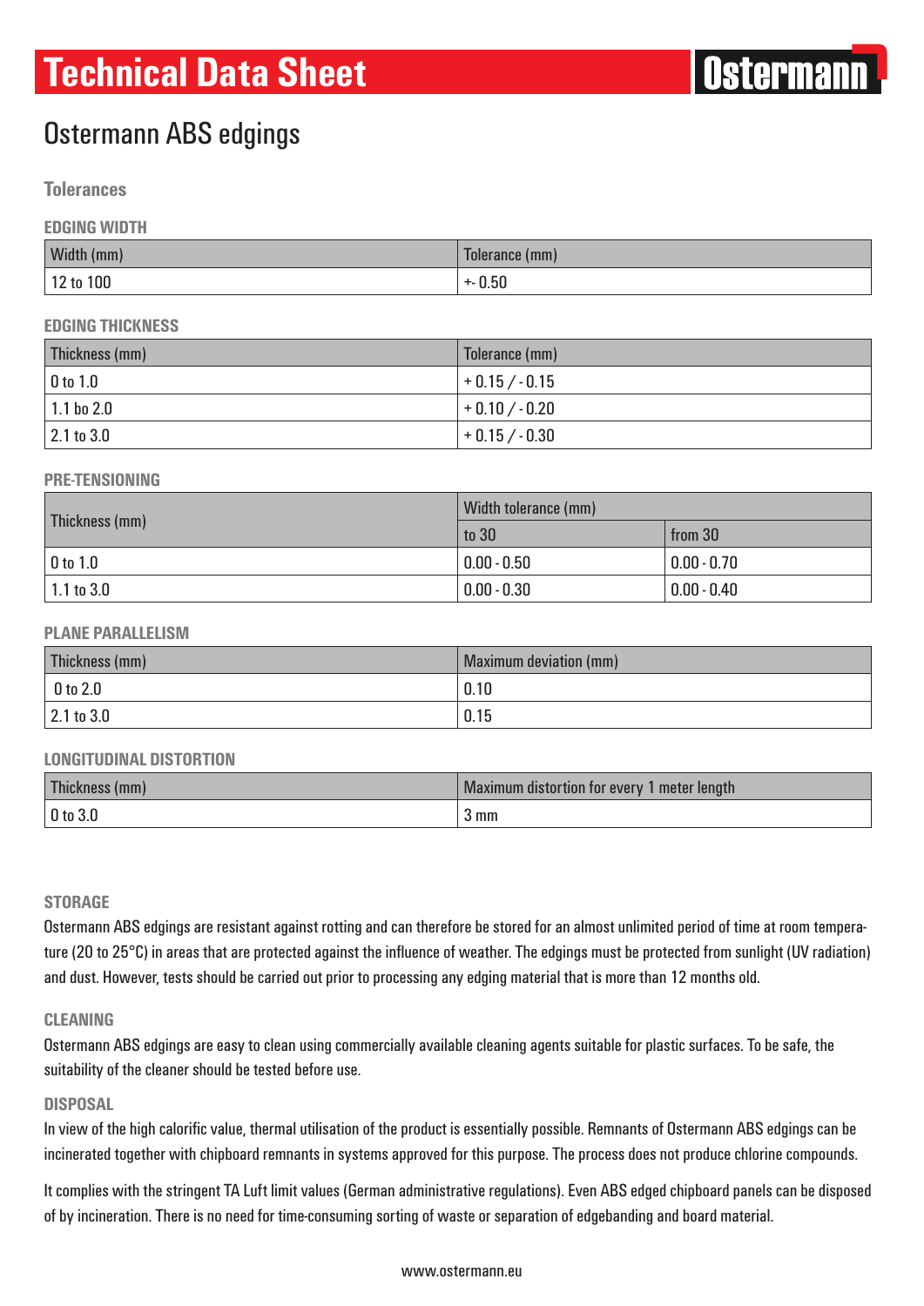# Technical Data Sheet

## Ostermann ABS edgings

### Tolerances

**EDGING WIDTH**

| Width (mm) | Tolerance (mm) |
|---|---|
| 12 to 100 | +- 0.50 |

**EDGING THICKNESS**

| Thickness (mm) | Tolerance (mm) |
|---|---|
| 0 to 1.0 | + 0.15 / - 0.15 |
| 1.1 bo 2.0 | + 0.10 / - 0.20 |
| 2.1 to 3.0 | + 0.15 / - 0.30 |

**PRE-TENSIONING**

| Thickness (mm) | Width tolerance (mm) | |
|---|---|---|
| | to 30 | from 30 |
| 0 to 1.0 | 0.00 - 0.50 | 0.00 - 0.70 |
| 1.1 to 3.0 | 0.00 - 0.30 | 0.00 - 0.40 |

**PLANE PARALLELISM**

| Thickness (mm) | Maximum deviation (mm) |
|---|---|
| 0 to 2.0 | 0.10 |
| 2.1 to 3.0 | 0.15 |

**LONGITUDINAL DISTORTION**

| Thickness (mm) | Maximum distortion for every 1 meter length |
|---|---|
| 0 to 3.0 | 3 mm |

**STORAGE**

Ostermann ABS edgings are resistant against rotting and can therefore be stored for an almost unlimited period of time at room temperature (20 to 25°C) in areas that are protected against the influence of weather. The edgings must be protected from sunlight (UV radiation) and dust. However, tests should be carried out prior to processing any edging material that is more than 12 months old.

**CLEANING**

Ostermann ABS edgings are easy to clean using commercially available cleaning agents suitable for plastic surfaces. To be safe, the suitability of the cleaner should be tested before use.

**DISPOSAL**

In view of the high calorific value, thermal utilisation of the product is essentially possible. Remnants of Ostermann ABS edgings can be incinerated together with chipboard remnants in systems approved for this purpose. The process does not produce chlorine compounds.

It complies with the stringent TA Luft limit values (German administrative regulations). Even ABS edged chipboard panels can be disposed of by incineration. There is no need for time-consuming sorting of waste or separation of edgebanding and board material.

www.ostermann.eu